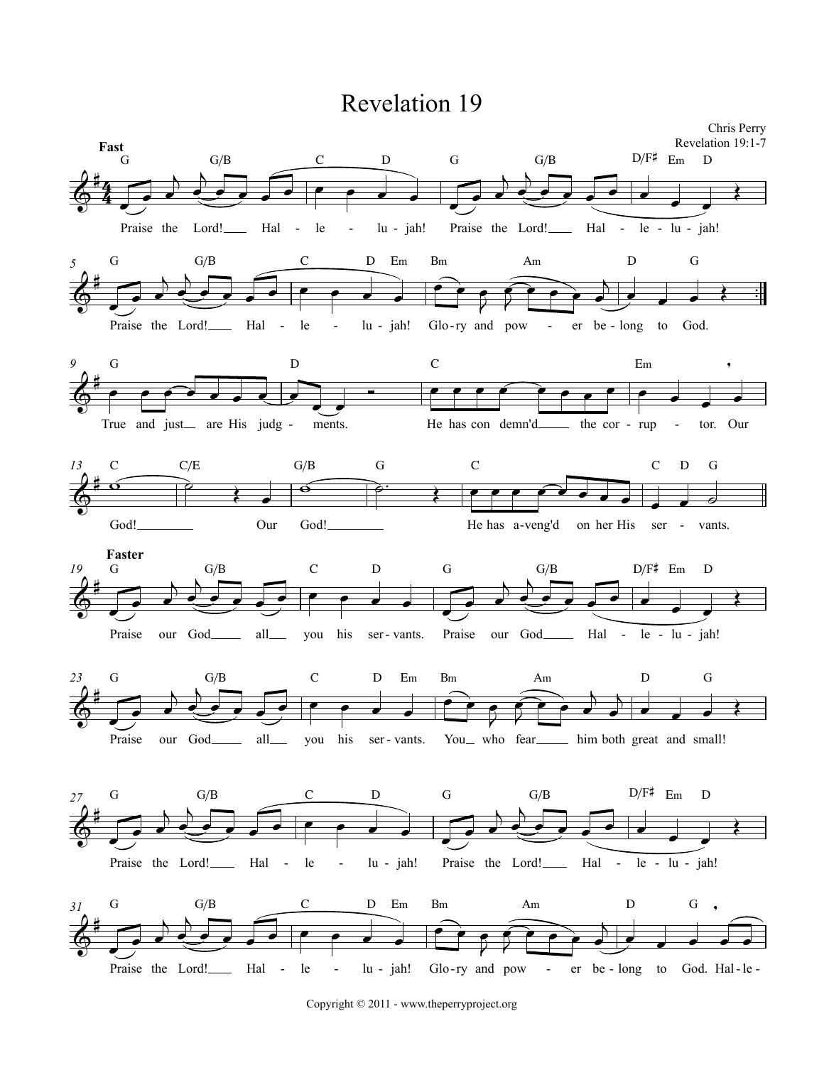# Revelation 19

Chris Perry
Revelation 19:1-7

**Fast**

G G/B C D G G/B D/F♯ Em D

Praise the Lord! Hal - le - lu - jah! Praise the Lord! Hal - le - lu - jah!

G G/B C D Em Bm Am D G

Praise the Lord! Hal - le - lu - jah! Glo - ry and pow - er be - long to God.

G D C Em

True and just are His judg - ments. He has con demn'd the cor - rup - tor. Our

C C/E G/B G C C D G

God! Our God! He has a - veng'd on her His ser - vants.

**Faster**

G G/B C D G G/B D/F♯ Em D

Praise our God all you his ser - vants. Praise our God Hal - le - lu - jah!

G G/B C D Em Bm Am D G

Praise our God all you his ser - vants. You who fear him both great and small!

G G/B C D G G/B D/F♯ Em D

Praise the Lord! Hal - le - lu - jah! Praise the Lord! Hal - le - lu - jah!

G G/B C D Em Bm Am D G

Praise the Lord! Hal - le - lu - jah! Glo - ry and pow - er be - long to God. Hal - le -

Copyright © 2011 - www.theperryproject.org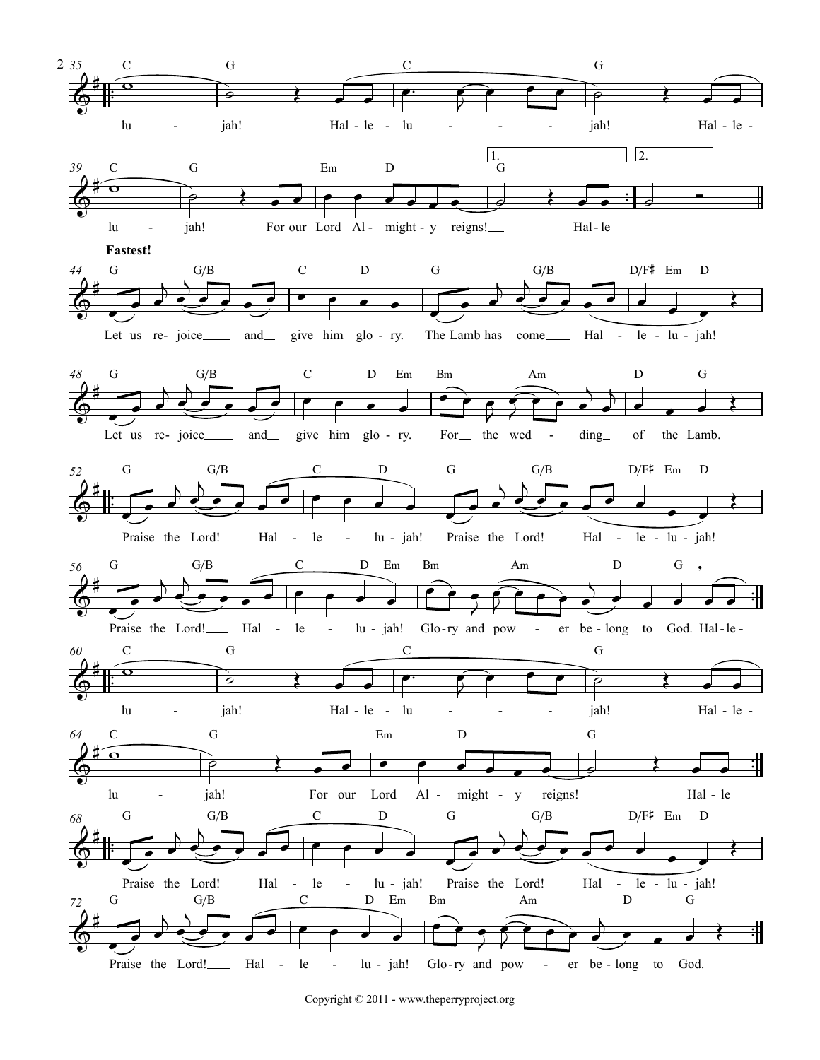lu - jah! Hal - le - lu - - - - jah! Hal - le -

lu - jah! For our Lord Al - might - y reigns! Hal - le

**Fastest!**

Let us re- joice and give him glo - ry. The Lamb has come Hal - le - lu - jah!

Let us re- joice and give him glo - ry. For the wed - ding of the Lamb.

Praise the Lord! Hal - le - lu - jah! Praise the Lord! Hal - le - lu - jah!

Praise the Lord! Hal - le - lu - jah! Glo - ry and pow - er be - long to God. Hal - le -

lu - jah! Hal - le - lu - - - - jah! Hal - le -

lu - jah! For our Lord Al - might - y reigns! Hal - le

Praise the Lord! Hal - le - lu - jah! Praise the Lord! Hal - le - lu - jah!

Praise the Lord! Hal - le - lu - jah! Glo - ry and pow - er be - long to God.

Copyright © 2011 - www.theperryproject.org